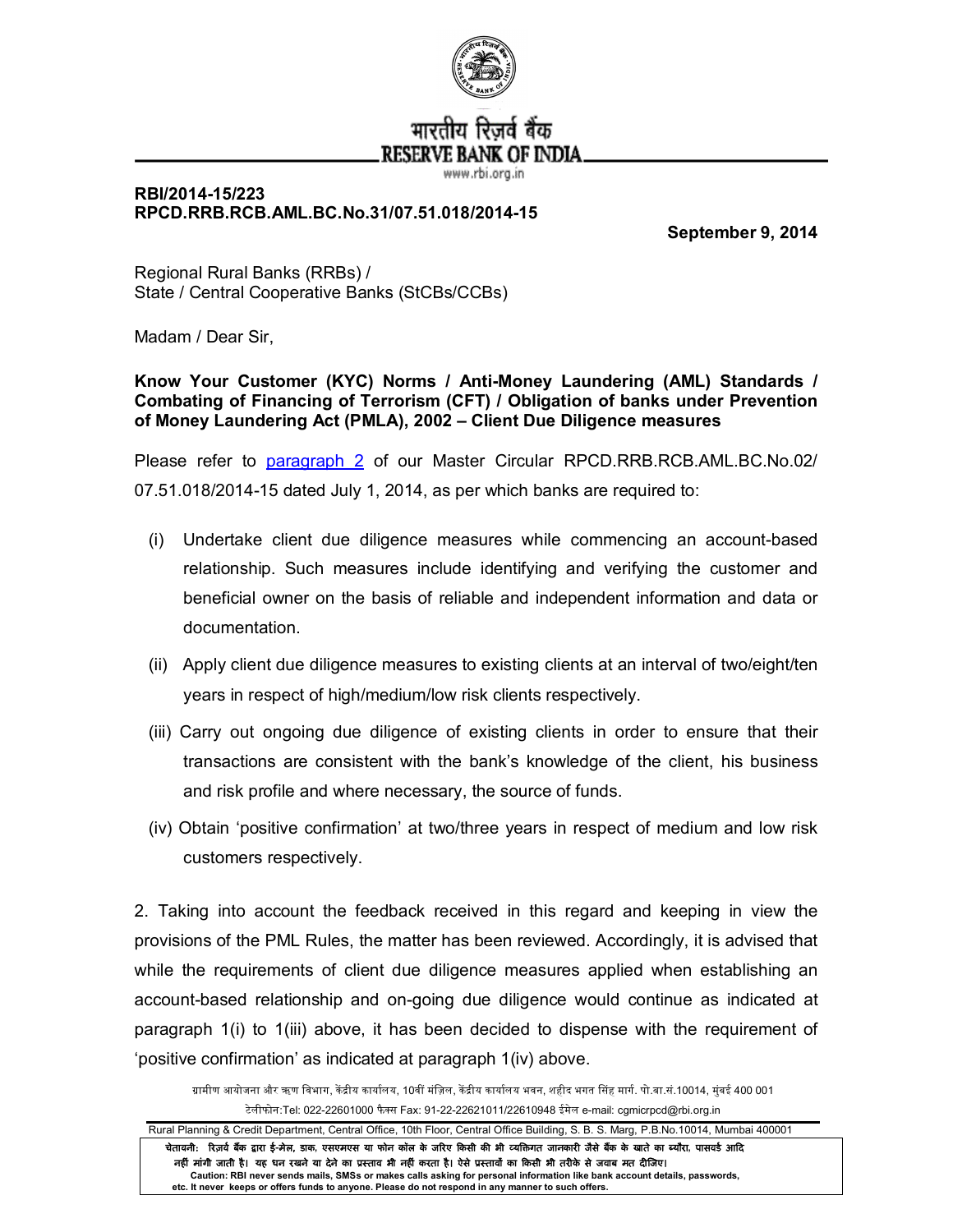भारतीय रिज़र्व बैंक
RESERVE BANK OF INDIA
www.rbi.org.in

**RBI/2014-15/223**
**RPCD.RRB.RCB.AML.BC.No.31/07.51.018/2014-15**

**September 9, 2014**

Regional Rural Banks (RRBs) /
State / Central Cooperative Banks (StCBs/CCBs)

Madam / Dear Sir,

**Know Your Customer (KYC) Norms / Anti-Money Laundering (AML) Standards / Combating of Financing of Terrorism (CFT) / Obligation of banks under Prevention of Money Laundering Act (PMLA), 2002 – Client Due Diligence measures**

Please refer to paragraph 2 of our Master Circular RPCD.RRB.RCB.AML.BC.No.02/ 07.51.018/2014-15 dated July 1, 2014, as per which banks are required to:

(i) Undertake client due diligence measures while commencing an account-based relationship. Such measures include identifying and verifying the customer and beneficial owner on the basis of reliable and independent information and data or documentation.

(ii) Apply client due diligence measures to existing clients at an interval of two/eight/ten years in respect of high/medium/low risk clients respectively.

(iii) Carry out ongoing due diligence of existing clients in order to ensure that their transactions are consistent with the bank's knowledge of the client, his business and risk profile and where necessary, the source of funds.

(iv) Obtain 'positive confirmation' at two/three years in respect of medium and low risk customers respectively.

2. Taking into account the feedback received in this regard and keeping in view the provisions of the PML Rules, the matter has been reviewed. Accordingly, it is advised that while the requirements of client due diligence measures applied when establishing an account-based relationship and on-going due diligence would continue as indicated at paragraph 1(i) to 1(iii) above, it has been decided to dispense with the requirement of 'positive confirmation' as indicated at paragraph 1(iv) above.

ग्रामीण आयोजना और ऋण विभाग, केंद्रीय कार्यालय, 10वीं मंज़िल, केंद्रीय कार्यालय भवन, शहीद भगत सिंह मार्ग. पो.बा.सं.10014, मुंबई 400 001
टेलीफोन:Tel: 022-22601000 फैक्स Fax: 91-22-22621011/22610948 ईमेल e-mail: cgmicrpcd@rbi.org.in

Rural Planning & Credit Department, Central Office, 10th Floor, Central Office Building, S. B. S. Marg, P.B.No.10014, Mumbai 400001

चेतावनी: रिज़र्व बैंक द्वारा ई-मेल, डाक, एसएमएस या फोन कॉल के जरिए किसी की भी व्यक्तिगत जानकारी जैसे बैंक के खाते का ब्यौरा, पासवर्ड आदि नहीं मांगी जाती है। यह धन रखने या देने का प्रस्ताव भी नहीं करता है। ऐसे प्रस्तावों का किसी भी तरीके से जवाब मत दीजिए।
Caution: RBI never sends mails, SMSs or makes calls asking for personal information like bank account details, passwords, etc. It never keeps or offers funds to anyone. Please do not respond in any manner to such offers.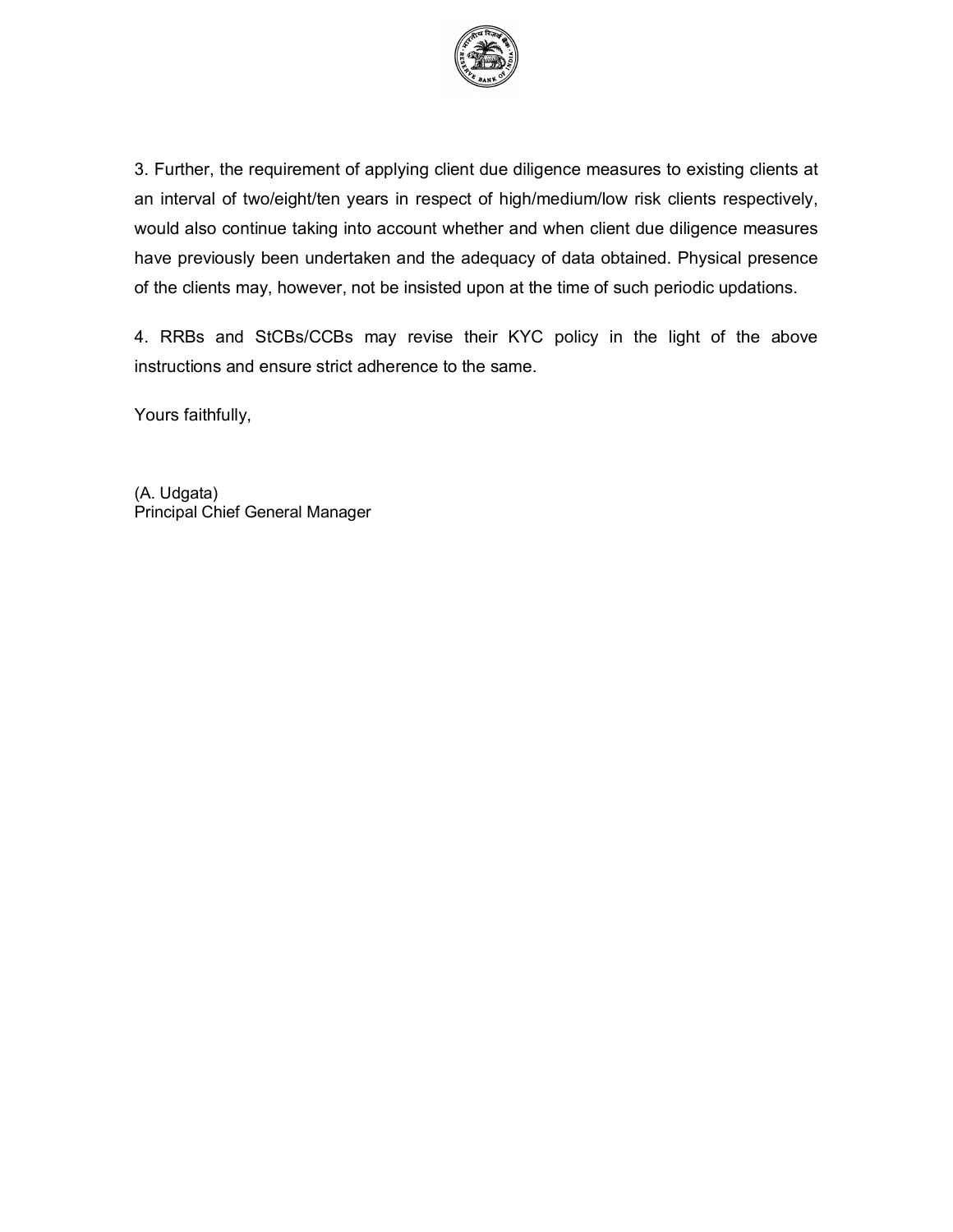3. Further, the requirement of applying client due diligence measures to existing clients at an interval of two/eight/ten years in respect of high/medium/low risk clients respectively, would also continue taking into account whether and when client due diligence measures have previously been undertaken and the adequacy of data obtained. Physical presence of the clients may, however, not be insisted upon at the time of such periodic updations.

4. RRBs and StCBs/CCBs may revise their KYC policy in the light of the above instructions and ensure strict adherence to the same.

Yours faithfully,

(A. Udgata)
Principal Chief General Manager